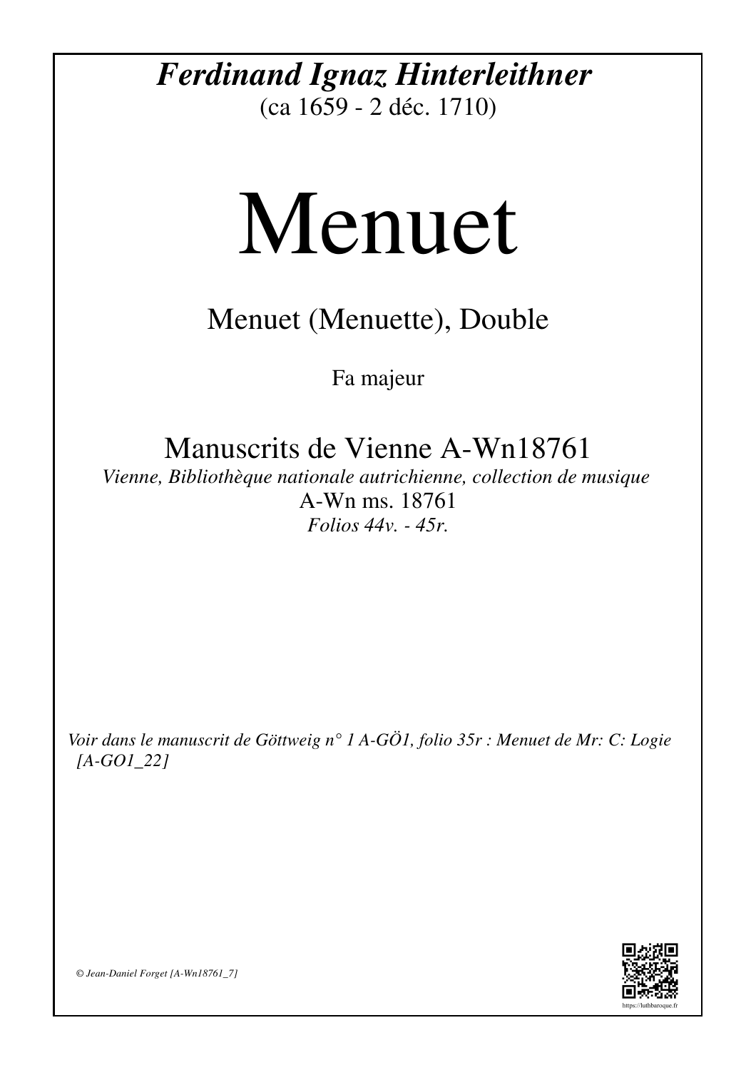***Ferdinand Ignaz Hinterleithner***

(ca 1659 - 2 déc. 1710)

# Menuet

## Menuet (Menuette), Double

Fa majeur

## Manuscrits de Vienne A-Wn18761

*Vienne, Bibliothèque nationale autrichienne, collection de musique*

A-Wn ms. 18761

*Folios 44v. - 45r.*

*Voir dans le manuscrit de Göttweig n° 1 A-GÖ1, folio 35r : Menuet de Mr: C: Logie [A-GO1_22]*

*© Jean-Daniel Forget [A-Wn18761_7]*

https://luthbaroque.fr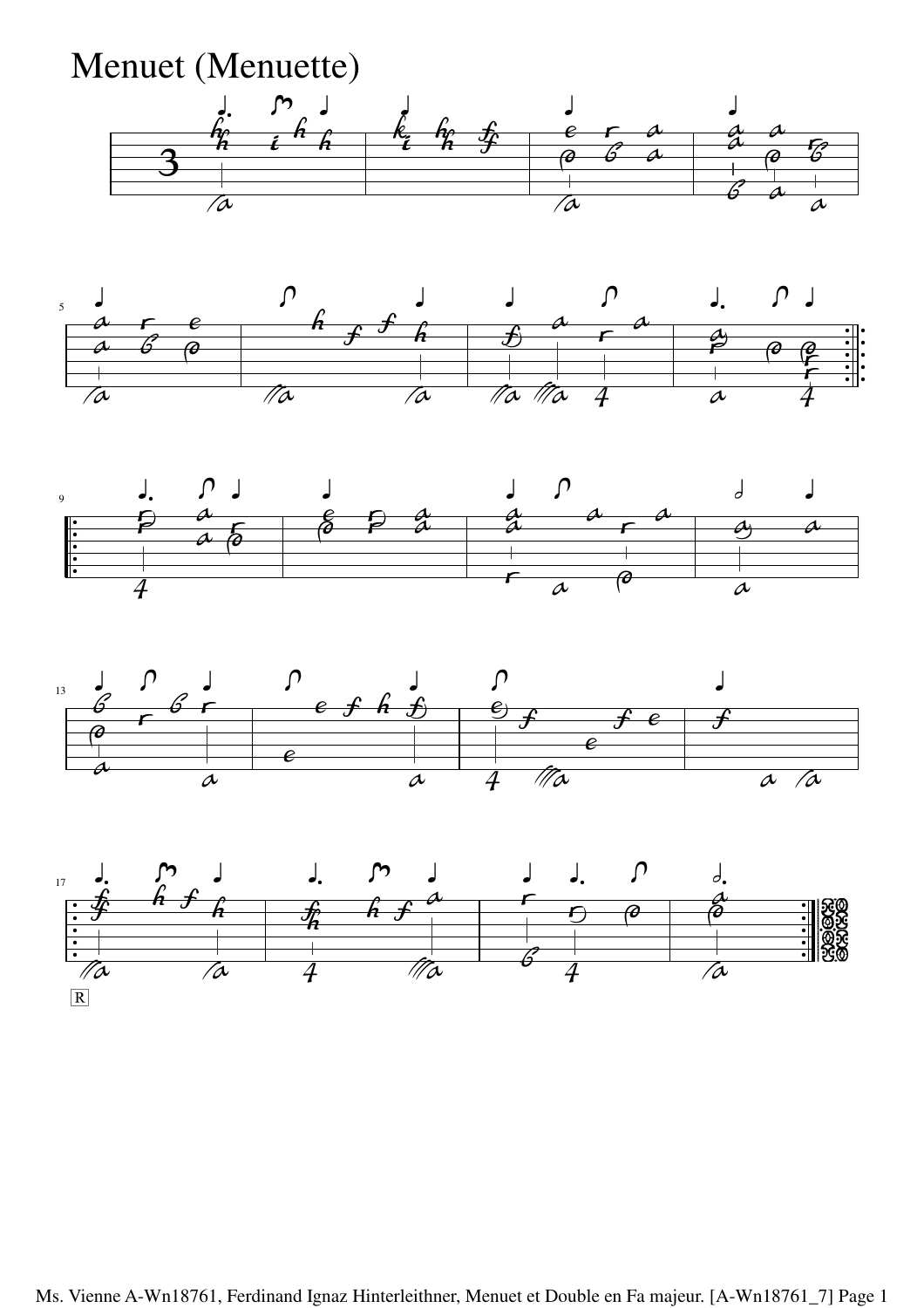# Menuet (Menuette)

Ms. Vienne A-Wn18761, Ferdinand Ignaz Hinterleithner, Menuet et Double en Fa majeur. [A-Wn18761_7]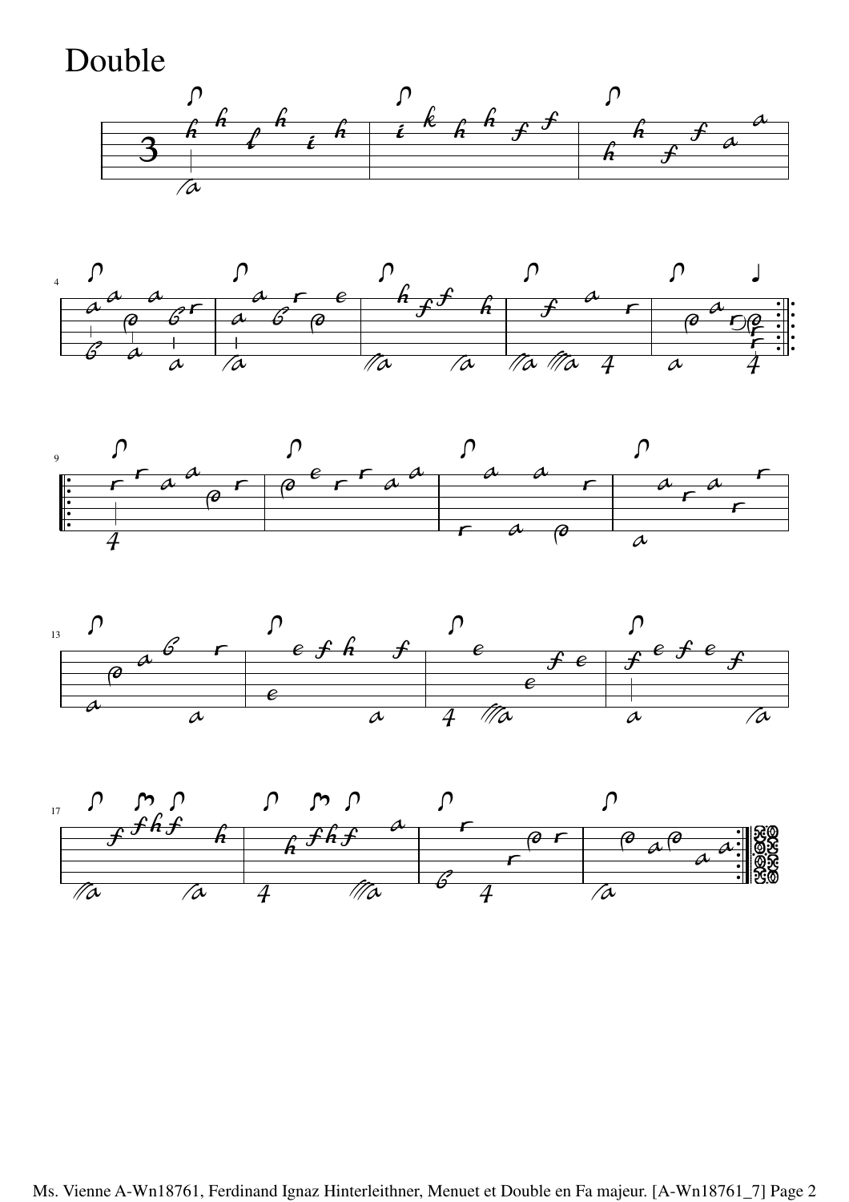# Double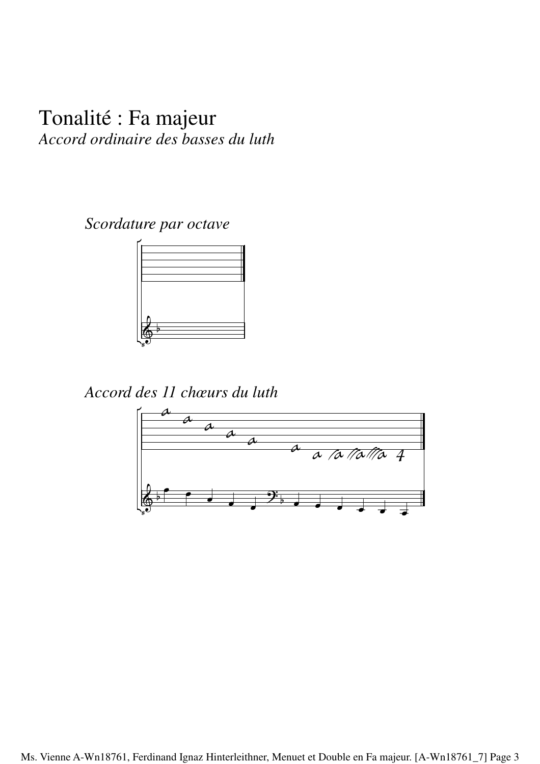# Tonalité : Fa majeur

*Accord ordinaire des basses du luth*

*Scordature par octave*

*Accord des 11 chœurs du luth*